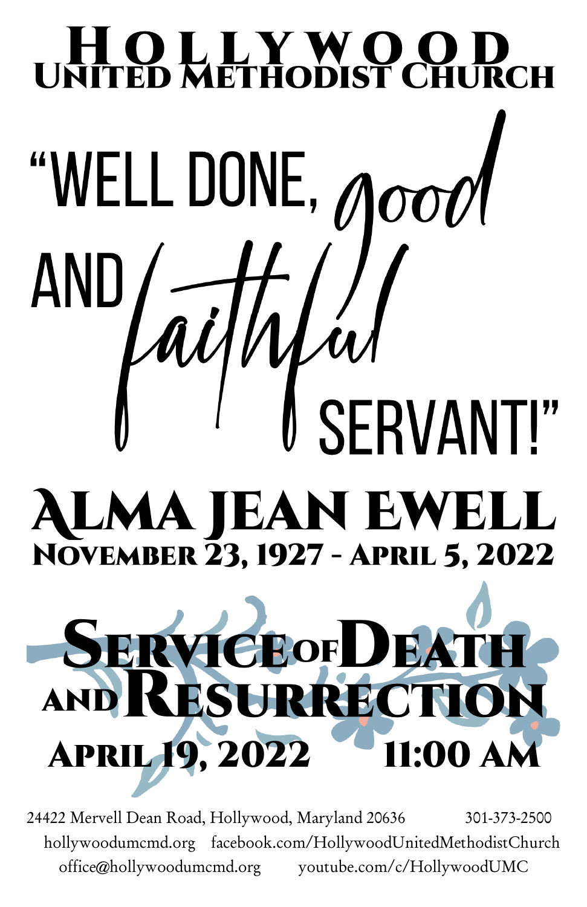# Hollywood United Methodist Church

# "Well done, good and faithful servant!"

## Alma Jean Ewell

### November 23, 1927 - April 5, 2022

## Service of Death and Resurrection

### April 19, 2022 11:00 AM

24422 Mervell Dean Road, Hollywood, Maryland 20636 301-373-2500
hollywoodumcmd.org facebook.com/HollywoodUnitedMethodistChurch
office@hollywoodumcmd.org youtube.com/c/HollywoodUMC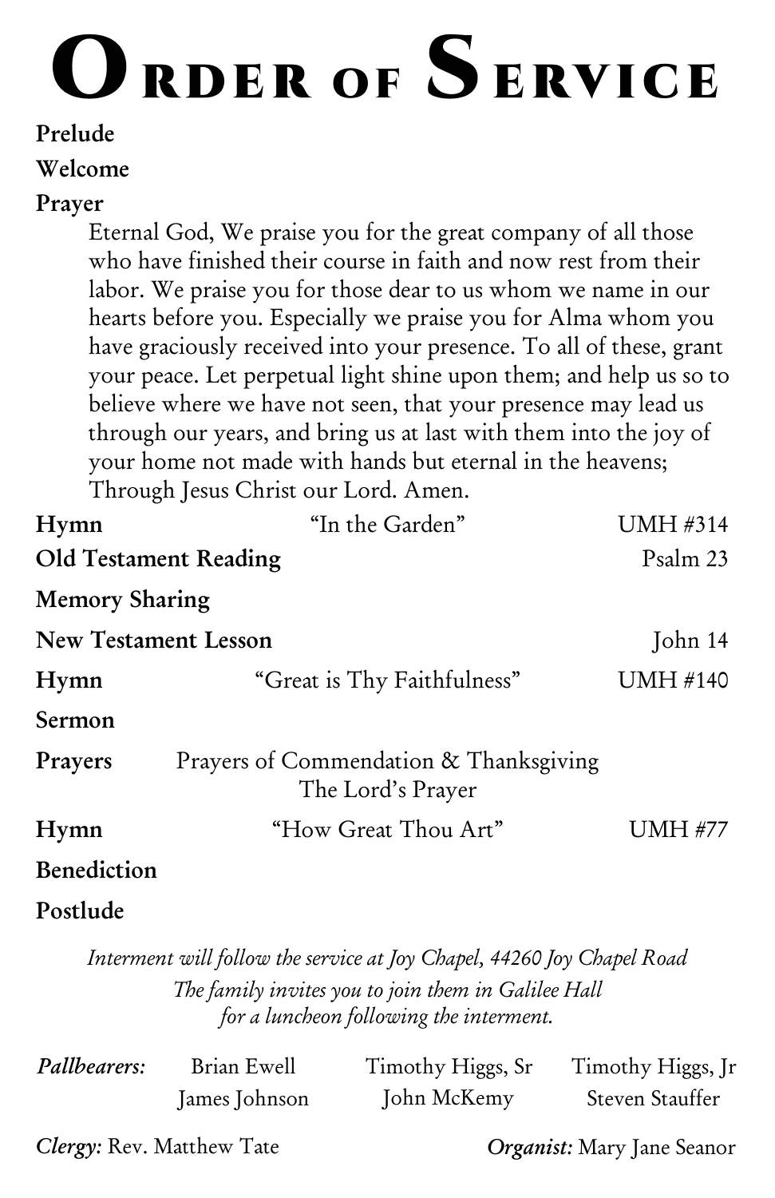# Order of Service

**Prelude**

**Welcome**

**Prayer**

Eternal God, We praise you for the great company of all those who have finished their course in faith and now rest from their labor. We praise you for those dear to us whom we name in our hearts before you. Especially we praise you for Alma whom you have graciously received into your presence. To all of these, grant your peace. Let perpetual light shine upon them; and help us so to believe where we have not seen, that your presence may lead us through our years, and bring us at last with them into the joy of your home not made with hands but eternal in the heavens; Through Jesus Christ our Lord. Amen.

**Hymn** "In the Garden" UMH #314

**Old Testament Reading** Psalm 23

**Memory Sharing**

**New Testament Lesson** John 14

**Hymn** "Great is Thy Faithfulness" UMH #140

**Sermon**

**Prayers** Prayers of Commendation & Thanksgiving
The Lord's Prayer

**Hymn** "How Great Thou Art" UMH #77

**Benediction**

**Postlude**

*Interment will follow the service at Joy Chapel, 44260 Joy Chapel Road*

*The family invites you to join them in Galilee Hall for a luncheon following the interment.*

***Pallbearers:*** Brian Ewell, Timothy Higgs, Sr, Timothy Higgs, Jr, James Johnson, John McKemy, Steven Stauffer

***Clergy:*** Rev. Matthew Tate

***Organist:*** Mary Jane Seanor